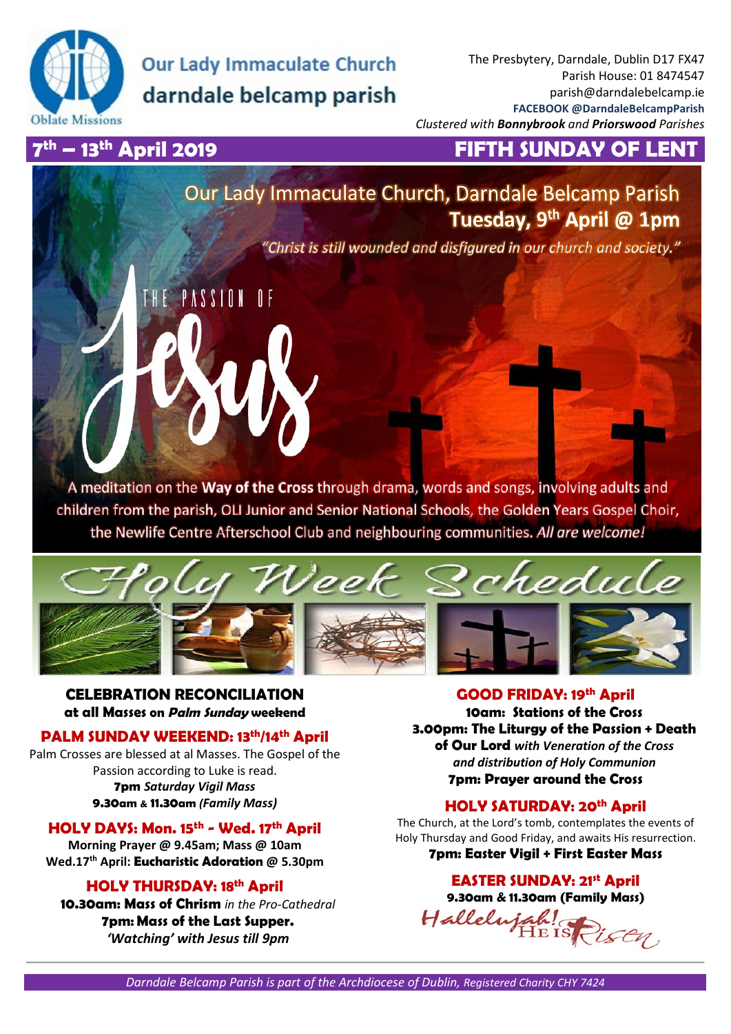# Our Lady Immaculate Church
## darndale belcamp parish

Oblate Missions

The Presbytery, Darndale, Dublin D17 FX47
Parish House: 01 8474547
parish@darndalebelcamp.ie
**FACEBOOK @DarndaleBelcampParish**
*Clustered with **Bonnybrook** and **Priorswood** Parishes*

## 7th – 13th April 2019 — FIFTH SUNDAY OF LENT

# Our Lady Immaculate Church, Darndale Belcamp Parish
## Tuesday, 9th April @ 1pm

*"Christ is still wounded and disfigured in our church and society."*

# THE PASSION OF Jesus

A meditation on the **Way of the Cross** through drama, words and songs, involving adults and children from the parish, OLI Junior and Senior National Schools, the Golden Years Gospel Choir, the Newlife Centre Afterschool Club and neighbouring communities. *All are welcome!*

# Holy Week Schedule

### CELEBRATION RECONCILIATION
**at all Masses on *Palm Sunday* weekend**

### PALM SUNDAY WEEKEND: 13th/14th April

Palm Crosses are blessed at al Masses. The Gospel of the Passion according to Luke is read.
**7pm** *Saturday Vigil Mass*
**9.30am & 11.30am** *(Family Mass)*

### HOLY DAYS: Mon. 15th - Wed. 17th April

**Morning Prayer @ 9.45am; Mass @ 10am**
**Wed.17th April: Eucharistic Adoration @ 5.30pm**

### HOLY THURSDAY: 18th April

**10.30am: Mass of Chrism** *in the Pro-Cathedral*
**7pm: Mass of the Last Supper.**
***'Watching' with Jesus till 9pm***

### GOOD FRIDAY: 19th April

**10am: Stations of the Cross**
**3.00pm: The Liturgy of the Passion + Death of Our Lord** *with Veneration of the Cross and distribution of Holy Communion*
**7pm: Prayer around the Cross**

### HOLY SATURDAY: 20th April

The Church, at the Lord's tomb, contemplates the events of Holy Thursday and Good Friday, and awaits His resurrection.
**7pm: Easter Vigil + First Easter Mass**

### EASTER SUNDAY: 21st April

**9.30am & 11.30am (Family Mass)**

*Hallelujah! He is Risen*

*Darndale Belcamp Parish is part of the Archdiocese of Dublin, Registered Charity CHY 7424*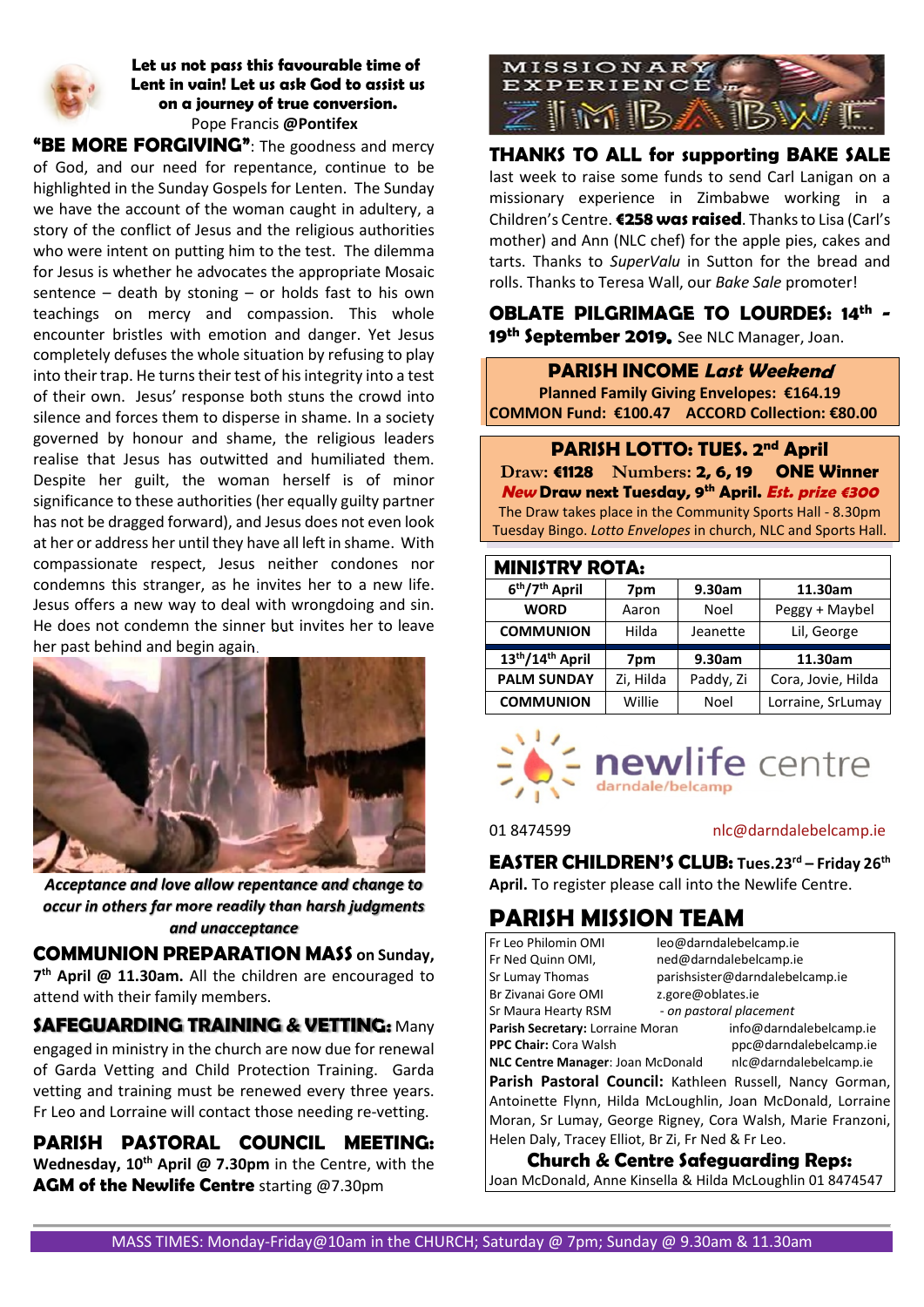**Let us not pass this favourable time of Lent in vain! Let us ask God to assist us on a journey of true conversion.**
Pope Francis **@Pontifex**

**"BE MORE FORGIVING"**: The goodness and mercy of God, and our need for repentance, continue to be highlighted in the Sunday Gospels for Lenten. The Sunday we have the account of the woman caught in adultery, a story of the conflict of Jesus and the religious authorities who were intent on putting him to the test. The dilemma for Jesus is whether he advocates the appropriate Mosaic sentence – death by stoning – or holds fast to his own teachings on mercy and compassion. This whole encounter bristles with emotion and danger. Yet Jesus completely defuses the whole situation by refusing to play into their trap. He turns their test of his integrity into a test of their own. Jesus' response both stuns the crowd into silence and forces them to disperse in shame. In a society governed by honour and shame, the religious leaders realise that Jesus has outwitted and humiliated them. Despite her guilt, the woman herself is of minor significance to these authorities (her equally guilty partner has not be dragged forward), and Jesus does not even look at her or address her until they have all left in shame. With compassionate respect, Jesus neither condones nor condemns this stranger, as he invites her to a new life. Jesus offers a new way to deal with wrongdoing and sin. He does not condemn the sinner but invites her to leave her past behind and begin again.

***Acceptance and love allow repentance and change to occur in others far more readily than harsh judgments and unacceptance***

**COMMUNION PREPARATION MASS on Sunday, 7th April @ 11.30am.** All the children are encouraged to attend with their family members.

**SAFEGUARDING TRAINING & VETTING:** Many engaged in ministry in the church are now due for renewal of Garda Vetting and Child Protection Training. Garda vetting and training must be renewed every three years. Fr Leo and Lorraine will contact those needing re-vetting.

**PARISH PASTORAL COUNCIL MEETING: Wednesday, 10th April @ 7.30pm** in the Centre, with the **AGM of the Newlife Centre** starting @7.30pm

MISSIONARY EXPERIENCE in ZIMBABWE

**THANKS TO ALL for supporting BAKE SALE** last week to raise some funds to send Carl Lanigan on a missionary experience in Zimbabwe working in a Children's Centre. **€258 was raised**. Thanks to Lisa (Carl's mother) and Ann (NLC chef) for the apple pies, cakes and tarts. Thanks to *SuperValu* in Sutton for the bread and rolls. Thanks to Teresa Wall, our *Bake Sale* promoter!

**OBLATE PILGRIMAGE TO LOURDES: 14th - 19th September 2019.** See NLC Manager, Joan.

**PARISH INCOME *Last Weekend***
**Planned Family Giving Envelopes: €164.19**
**COMMON Fund: €100.47 ACCORD Collection: €80.00**

**PARISH LOTTO: TUES. 2nd April**
Draw: **€1128** Numbers: **2, 6, 19** **ONE Winner**
***New* Draw next Tuesday, 9th April. *Est. prize €300***
The Draw takes place in the Community Sports Hall - 8.30pm Tuesday Bingo. *Lotto Envelopes* in church, NLC and Sports Hall.

**MINISTRY ROTA:**

| 6th/7th April | 7pm | 9.30am | 11.30am |
|---|---|---|---|
| **WORD** | Aaron | Noel | Peggy + Maybel |
| **COMMUNION** | Hilda | Jeanette | Lil, George |
| **13th/14th April** | **7pm** | **9.30am** | **11.30am** |
| **PALM SUNDAY** | Zi, Hilda | Paddy, Zi | Cora, Jovie, Hilda |
| **COMMUNION** | Willie | Noel | Lorraine, SrLumay |

newlife centre darndale/belcamp

01 8474599 nlc@darndalebelcamp.ie

**EASTER CHILDREN'S CLUB: Tues.23rd – Friday 26th April.** To register please call into the Newlife Centre.

## PARISH MISSION TEAM

| | |
|---|---|
| Fr Leo Philomin OMI | leo@darndalebelcamp.ie |
| Fr Ned Quinn OMI, | ned@darndalebelcamp.ie |
| Sr Lumay Thomas | parishsister@darndalebelcamp.ie |
| Br Zivanai Gore OMI | z.gore@oblates.ie |
| Sr Maura Hearty RSM | *- on pastoral placement* |
| **Parish Secretary:** Lorraine Moran | info@darndalebelcamp.ie |
| **PPC Chair:** Cora Walsh | ppc@darndalebelcamp.ie |
| **NLC Centre Manager**: Joan McDonald | nlc@darndalebelcamp.ie |

**Parish Pastoral Council:** Kathleen Russell, Nancy Gorman, Antoinette Flynn, Hilda McLoughlin, Joan McDonald, Lorraine Moran, Sr Lumay, George Rigney, Cora Walsh, Marie Franzoni, Helen Daly, Tracey Elliot, Br Zi, Fr Ned & Fr Leo.

**Church & Centre Safeguarding Reps:**
Joan McDonald, Anne Kinsella & Hilda McLoughlin 01 8474547

MASS TIMES: Monday-Friday@10am in the CHURCH; Saturday @ 7pm; Sunday @ 9.30am & 11.30am